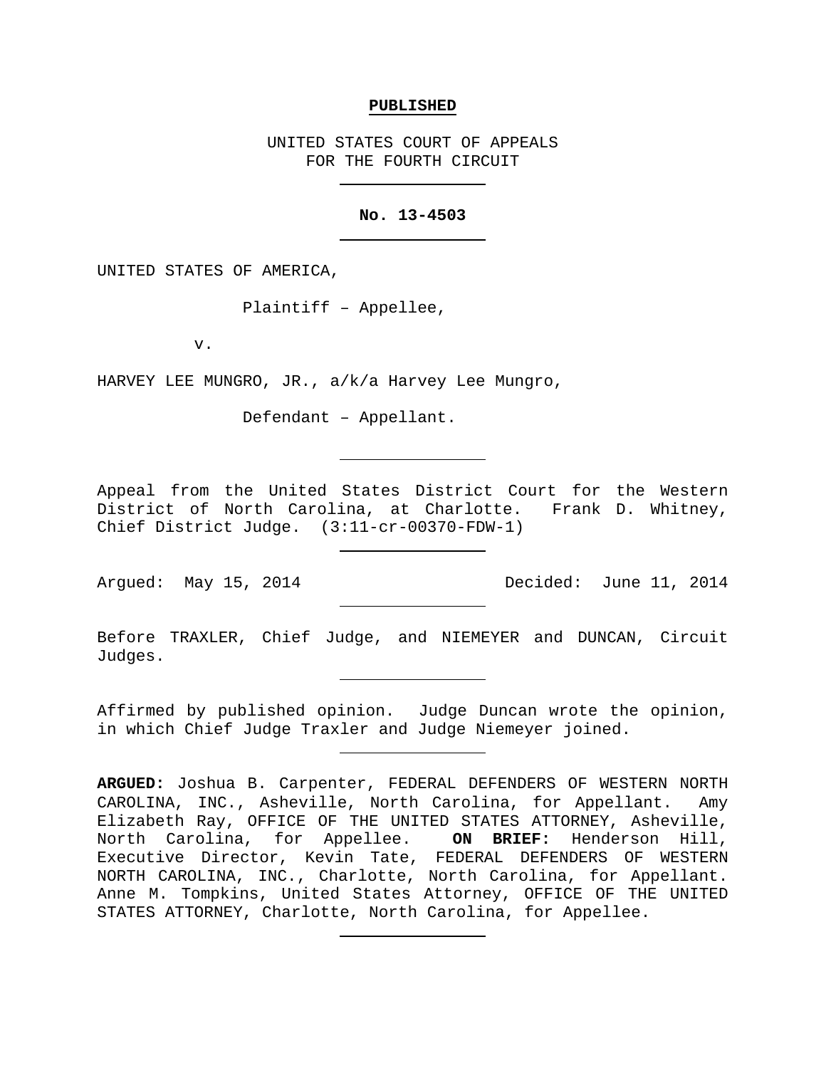**PUBLISHED**

UNITED STATES COURT OF APPEALS
FOR THE FOURTH CIRCUIT

---

**No. 13-4503**

---

UNITED STATES OF AMERICA,

Plaintiff – Appellee,

v.

HARVEY LEE MUNGRO, JR., a/k/a Harvey Lee Mungro,

Defendant – Appellant.

---

Appeal from the United States District Court for the Western District of North Carolina, at Charlotte. Frank D. Whitney, Chief District Judge. (3:11-cr-00370-FDW-1)

---

Argued: May 15, 2014 Decided: June 11, 2014

---

Before TRAXLER, Chief Judge, and NIEMEYER and DUNCAN, Circuit Judges.

---

Affirmed by published opinion. Judge Duncan wrote the opinion, in which Chief Judge Traxler and Judge Niemeyer joined.

---

**ARGUED:** Joshua B. Carpenter, FEDERAL DEFENDERS OF WESTERN NORTH CAROLINA, INC., Asheville, North Carolina, for Appellant. Amy Elizabeth Ray, OFFICE OF THE UNITED STATES ATTORNEY, Asheville, North Carolina, for Appellee. **ON BRIEF:** Henderson Hill, Executive Director, Kevin Tate, FEDERAL DEFENDERS OF WESTERN NORTH CAROLINA, INC., Charlotte, North Carolina, for Appellant. Anne M. Tompkins, United States Attorney, OFFICE OF THE UNITED STATES ATTORNEY, Charlotte, North Carolina, for Appellee.

---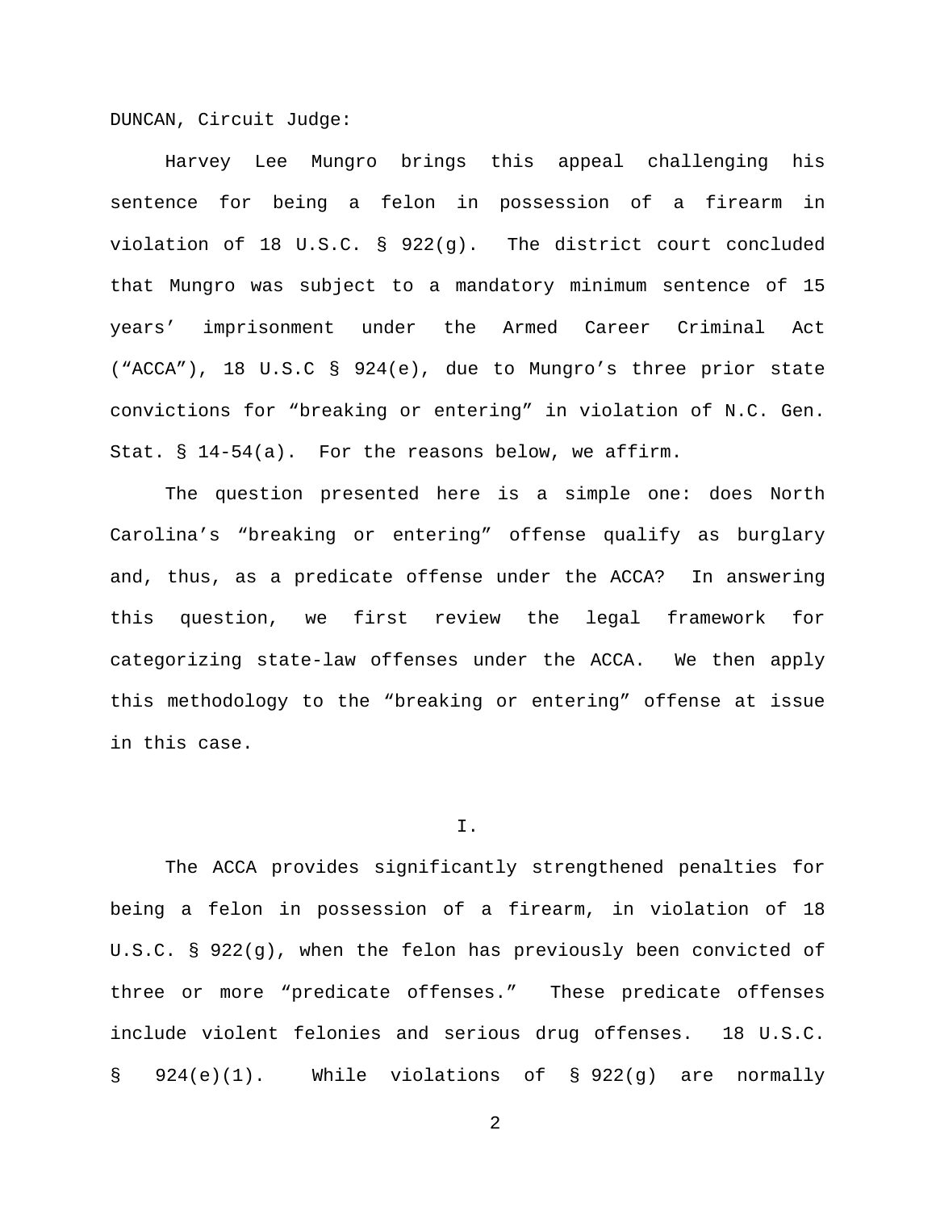DUNCAN, Circuit Judge:

Harvey Lee Mungro brings this appeal challenging his sentence for being a felon in possession of a firearm in violation of 18 U.S.C. § 922(g). The district court concluded that Mungro was subject to a mandatory minimum sentence of 15 years' imprisonment under the Armed Career Criminal Act ("ACCA"), 18 U.S.C § 924(e), due to Mungro's three prior state convictions for "breaking or entering" in violation of N.C. Gen. Stat. § 14-54(a). For the reasons below, we affirm.

The question presented here is a simple one: does North Carolina's "breaking or entering" offense qualify as burglary and, thus, as a predicate offense under the ACCA? In answering this question, we first review the legal framework for categorizing state-law offenses under the ACCA. We then apply this methodology to the "breaking or entering" offense at issue in this case.

## I.

The ACCA provides significantly strengthened penalties for being a felon in possession of a firearm, in violation of 18 U.S.C. § 922(g), when the felon has previously been convicted of three or more "predicate offenses." These predicate offenses include violent felonies and serious drug offenses. 18 U.S.C. § 924(e)(1). While violations of § 922(g) are normally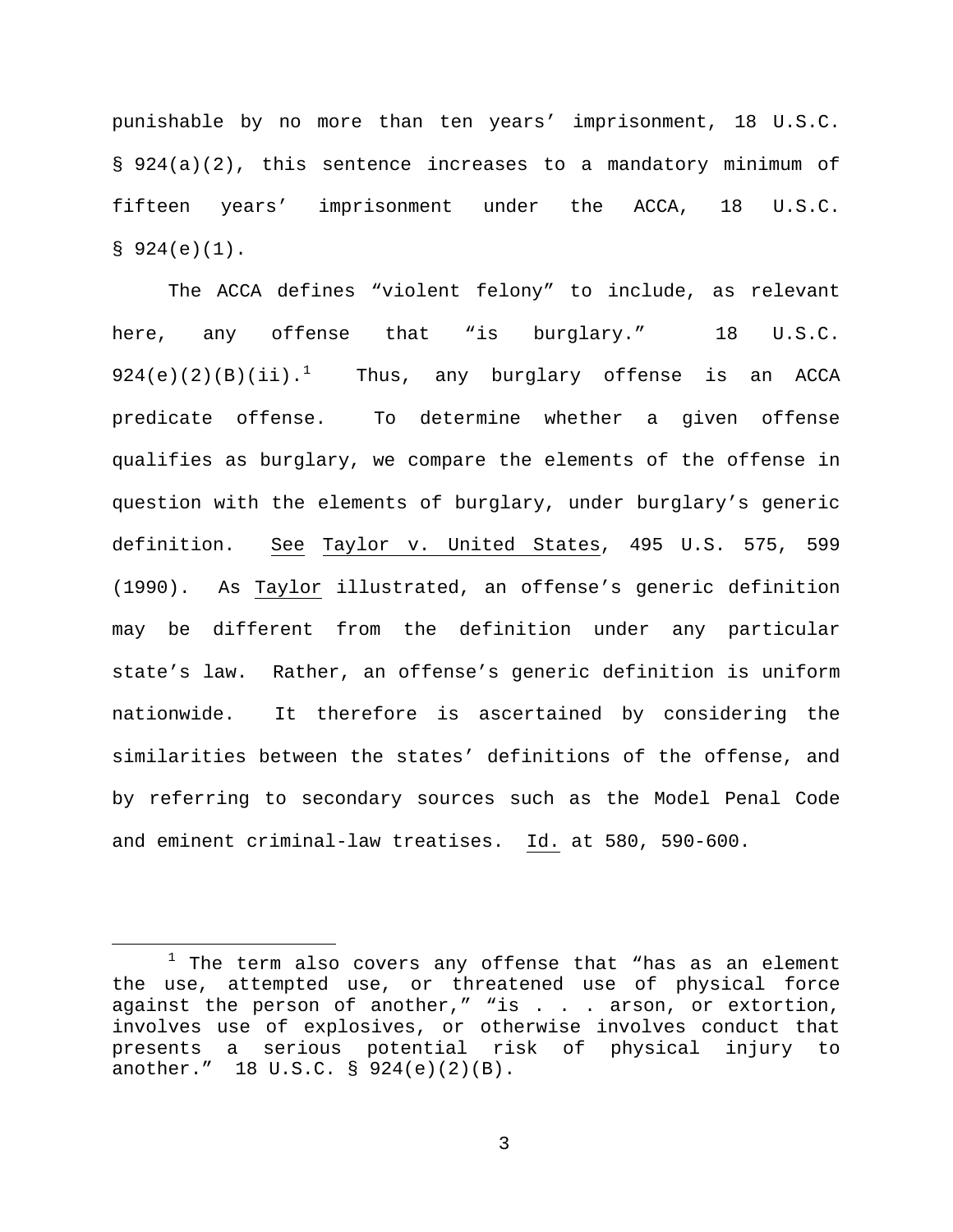punishable by no more than ten years' imprisonment, 18 U.S.C. § 924(a)(2), this sentence increases to a mandatory minimum of fifteen years' imprisonment under the ACCA, 18 U.S.C. § 924(e)(1).

The ACCA defines "violent felony" to include, as relevant here, any offense that "is burglary." 18 U.S.C. 924(e)(2)(B)(ii).[1] Thus, any burglary offense is an ACCA predicate offense. To determine whether a given offense qualifies as burglary, we compare the elements of the offense in question with the elements of burglary, under burglary's generic definition. See Taylor v. United States, 495 U.S. 575, 599 (1990). As Taylor illustrated, an offense's generic definition may be different from the definition under any particular state's law. Rather, an offense's generic definition is uniform nationwide. It therefore is ascertained by considering the similarities between the states' definitions of the offense, and by referring to secondary sources such as the Model Penal Code and eminent criminal-law treatises. Id. at 580, 590-600.

---

[1] The term also covers any offense that "has as an element the use, attempted use, or threatened use of physical force against the person of another," "is . . . arson, or extortion, involves use of explosives, or otherwise involves conduct that presents a serious potential risk of physical injury to another." 18 U.S.C. § 924(e)(2)(B).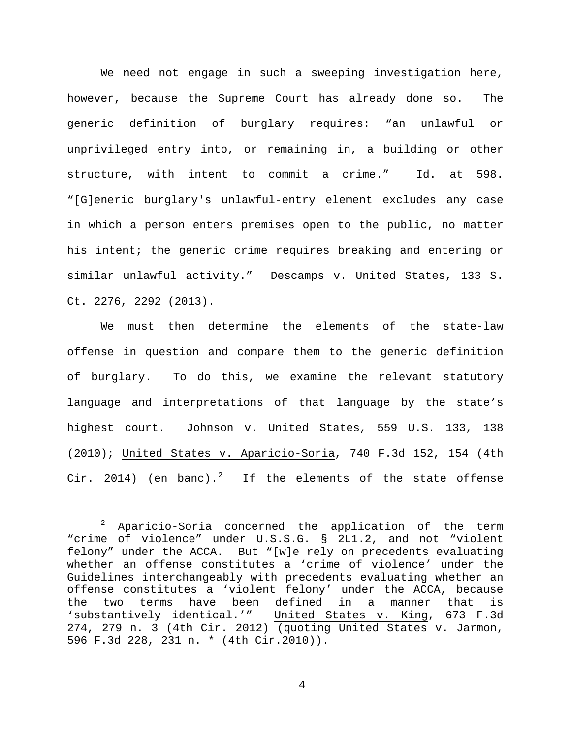We need not engage in such a sweeping investigation here, however, because the Supreme Court has already done so. The generic definition of burglary requires: "an unlawful or unprivileged entry into, or remaining in, a building or other structure, with intent to commit a crime." Id. at 598. "[G]eneric burglary's unlawful-entry element excludes any case in which a person enters premises open to the public, no matter his intent; the generic crime requires breaking and entering or similar unlawful activity." Descamps v. United States, 133 S. Ct. 2276, 2292 (2013).

We must then determine the elements of the state-law offense in question and compare them to the generic definition of burglary. To do this, we examine the relevant statutory language and interpretations of that language by the state's highest court. Johnson v. United States, 559 U.S. 133, 138 (2010); United States v. Aparicio-Soria, 740 F.3d 152, 154 (4th Cir. 2014) (en banc).[2] If the elements of the state offense

---

[2] Aparicio-Soria concerned the application of the term "crime of violence" under U.S.S.G. § 2L1.2, and not "violent felony" under the ACCA. But "[w]e rely on precedents evaluating whether an offense constitutes a 'crime of violence' under the Guidelines interchangeably with precedents evaluating whether an offense constitutes a 'violent felony' under the ACCA, because the two terms have been defined in a manner that is 'substantively identical.'" United States v. King, 673 F.3d 274, 279 n. 3 (4th Cir. 2012) (quoting United States v. Jarmon, 596 F.3d 228, 231 n. * (4th Cir.2010)).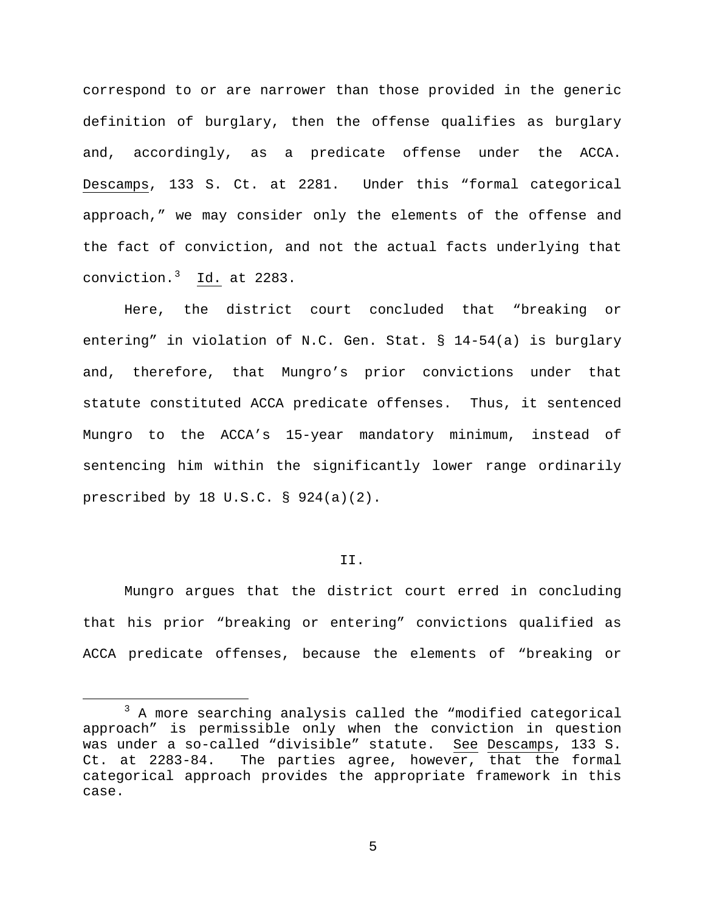correspond to or are narrower than those provided in the generic definition of burglary, then the offense qualifies as burglary and, accordingly, as a predicate offense under the ACCA. Descamps, 133 S. Ct. at 2281. Under this "formal categorical approach," we may consider only the elements of the offense and the fact of conviction, and not the actual facts underlying that conviction.[3] Id. at 2283.

Here, the district court concluded that "breaking or entering" in violation of N.C. Gen. Stat. § 14-54(a) is burglary and, therefore, that Mungro's prior convictions under that statute constituted ACCA predicate offenses. Thus, it sentenced Mungro to the ACCA's 15-year mandatory minimum, instead of sentencing him within the significantly lower range ordinarily prescribed by 18 U.S.C. § 924(a)(2).

## II.

Mungro argues that the district court erred in concluding that his prior "breaking or entering" convictions qualified as ACCA predicate offenses, because the elements of "breaking or

---

[3] A more searching analysis called the "modified categorical approach" is permissible only when the conviction in question was under a so-called "divisible" statute. See Descamps, 133 S. Ct. at 2283-84. The parties agree, however, that the formal categorical approach provides the appropriate framework in this case.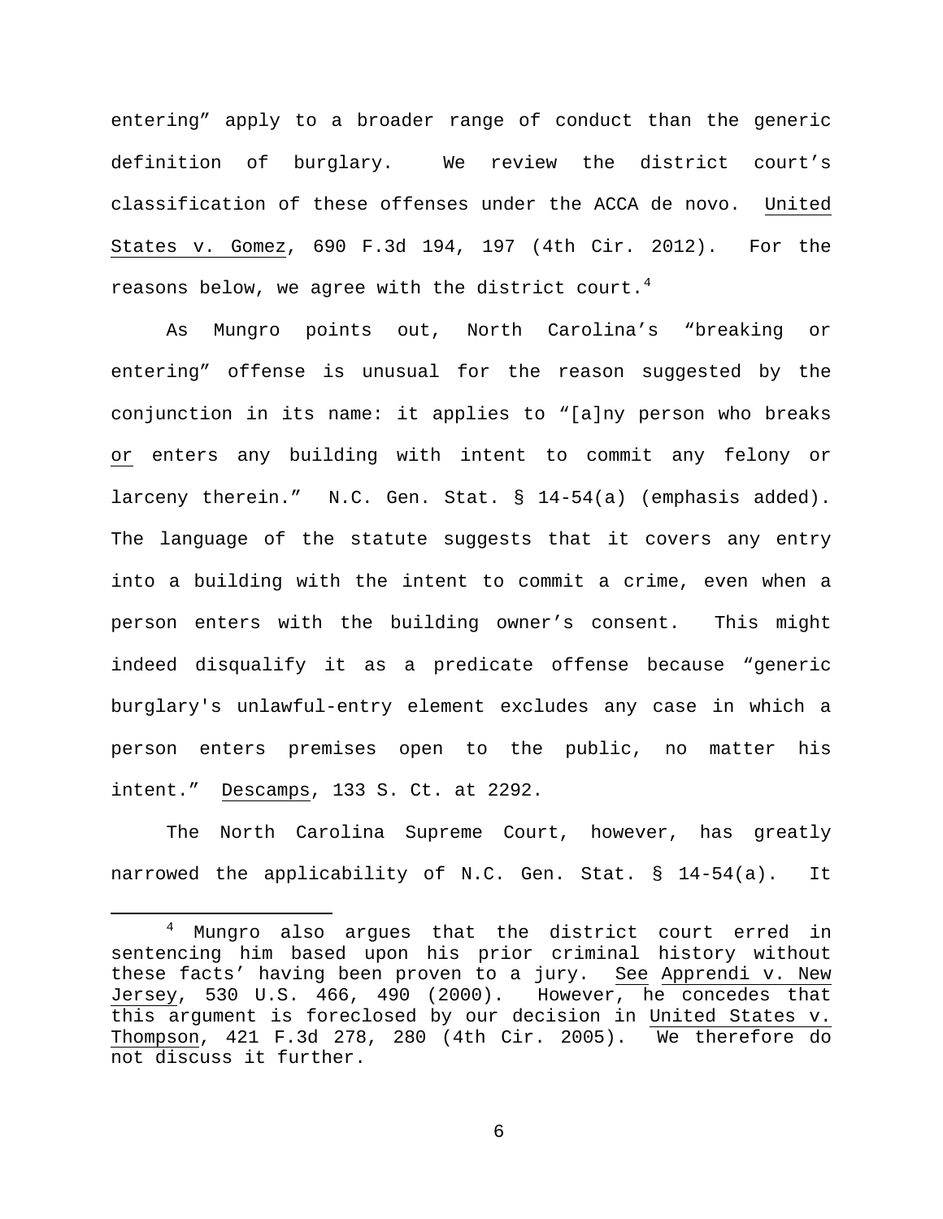entering" apply to a broader range of conduct than the generic definition of burglary. We review the district court's classification of these offenses under the ACCA de novo. United States v. Gomez, 690 F.3d 194, 197 (4th Cir. 2012). For the reasons below, we agree with the district court.[4]

As Mungro points out, North Carolina's "breaking or entering" offense is unusual for the reason suggested by the conjunction in its name: it applies to "[a]ny person who breaks or enters any building with intent to commit any felony or larceny therein." N.C. Gen. Stat. § 14-54(a) (emphasis added). The language of the statute suggests that it covers any entry into a building with the intent to commit a crime, even when a person enters with the building owner's consent. This might indeed disqualify it as a predicate offense because "generic burglary's unlawful-entry element excludes any case in which a person enters premises open to the public, no matter his intent." Descamps, 133 S. Ct. at 2292.

The North Carolina Supreme Court, however, has greatly narrowed the applicability of N.C. Gen. Stat. § 14-54(a). It

---

[4] Mungro also argues that the district court erred in sentencing him based upon his prior criminal history without these facts' having been proven to a jury. See Apprendi v. New Jersey, 530 U.S. 466, 490 (2000). However, he concedes that this argument is foreclosed by our decision in United States v. Thompson, 421 F.3d 278, 280 (4th Cir. 2005). We therefore do not discuss it further.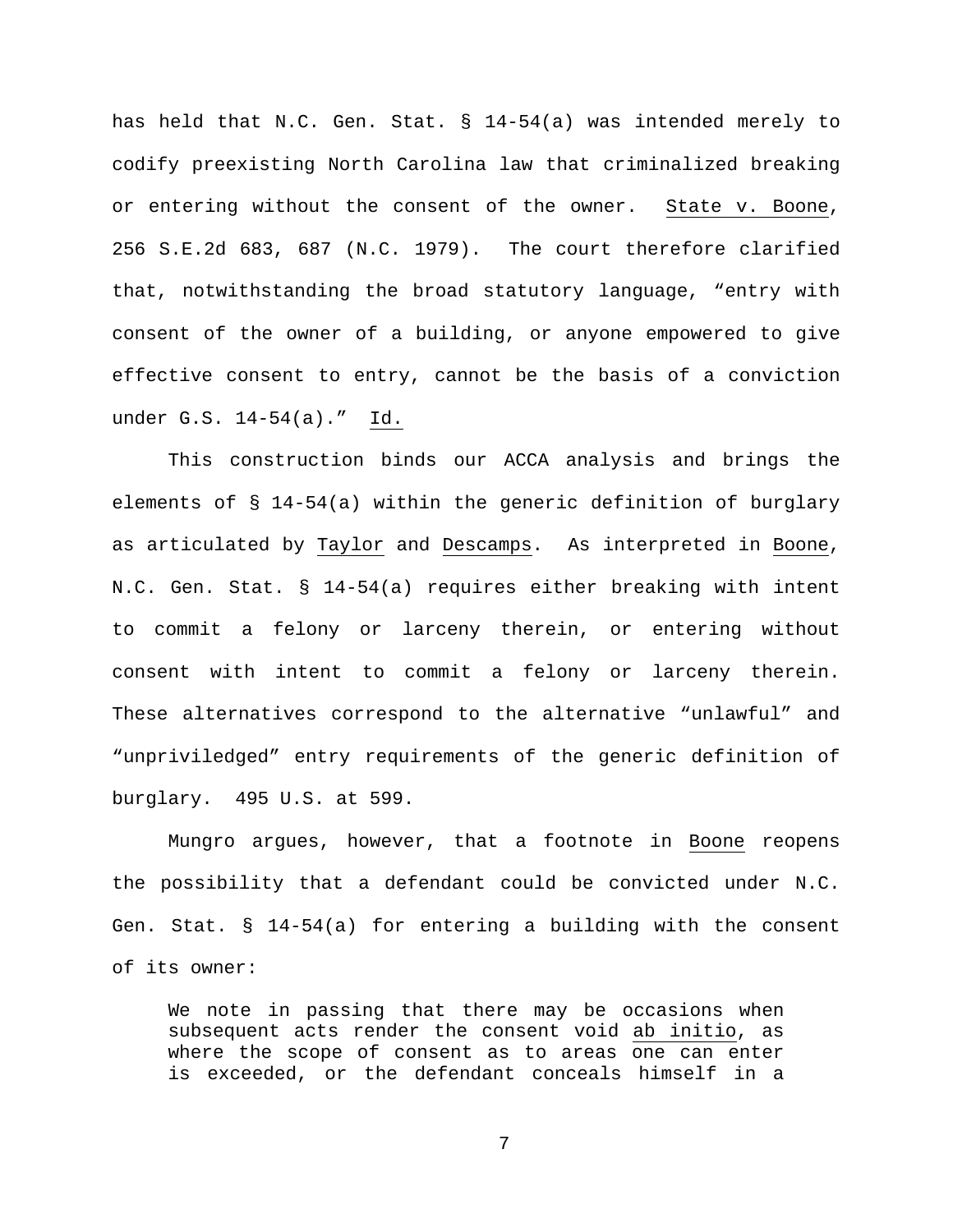has held that N.C. Gen. Stat. § 14-54(a) was intended merely to codify preexisting North Carolina law that criminalized breaking or entering without the consent of the owner. State v. Boone, 256 S.E.2d 683, 687 (N.C. 1979). The court therefore clarified that, notwithstanding the broad statutory language, "entry with consent of the owner of a building, or anyone empowered to give effective consent to entry, cannot be the basis of a conviction under G.S. 14-54(a)." Id.

This construction binds our ACCA analysis and brings the elements of § 14-54(a) within the generic definition of burglary as articulated by Taylor and Descamps. As interpreted in Boone, N.C. Gen. Stat. § 14-54(a) requires either breaking with intent to commit a felony or larceny therein, or entering without consent with intent to commit a felony or larceny therein. These alternatives correspond to the alternative "unlawful" and "unpriviledged" entry requirements of the generic definition of burglary. 495 U.S. at 599.

Mungro argues, however, that a footnote in Boone reopens the possibility that a defendant could be convicted under N.C. Gen. Stat. § 14-54(a) for entering a building with the consent of its owner:

> We note in passing that there may be occasions when subsequent acts render the consent void ab initio, as where the scope of consent as to areas one can enter is exceeded, or the defendant conceals himself in a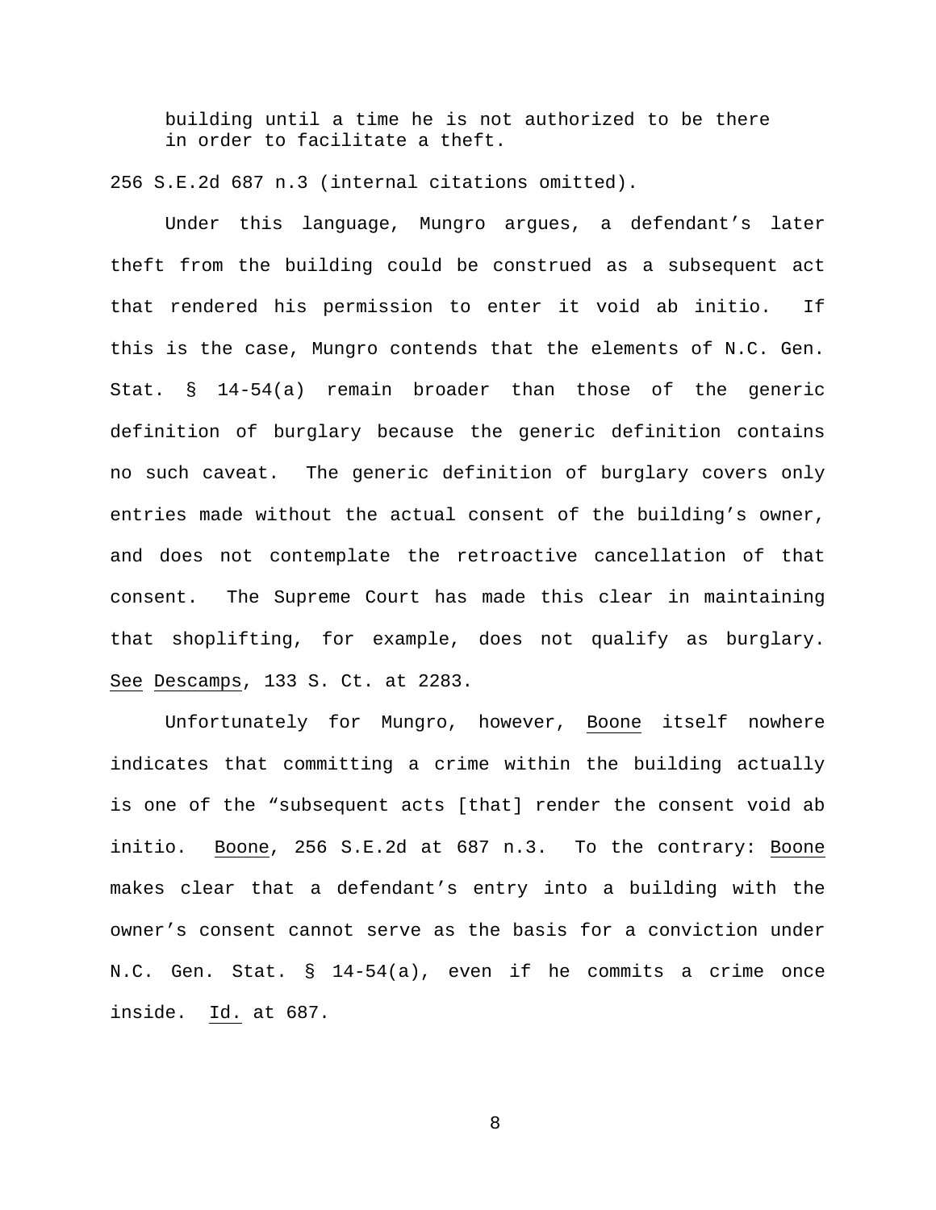> building until a time he is not authorized to be there in order to facilitate a theft.

256 S.E.2d 687 n.3 (internal citations omitted).

Under this language, Mungro argues, a defendant's later theft from the building could be construed as a subsequent act that rendered his permission to enter it void ab initio. If this is the case, Mungro contends that the elements of N.C. Gen. Stat. § 14-54(a) remain broader than those of the generic definition of burglary because the generic definition contains no such caveat. The generic definition of burglary covers only entries made without the actual consent of the building's owner, and does not contemplate the retroactive cancellation of that consent. The Supreme Court has made this clear in maintaining that shoplifting, for example, does not qualify as burglary. See Descamps, 133 S. Ct. at 2283.

Unfortunately for Mungro, however, Boone itself nowhere indicates that committing a crime within the building actually is one of the "subsequent acts [that] render the consent void ab initio. Boone, 256 S.E.2d at 687 n.3. To the contrary: Boone makes clear that a defendant's entry into a building with the owner's consent cannot serve as the basis for a conviction under N.C. Gen. Stat. § 14-54(a), even if he commits a crime once inside. Id. at 687.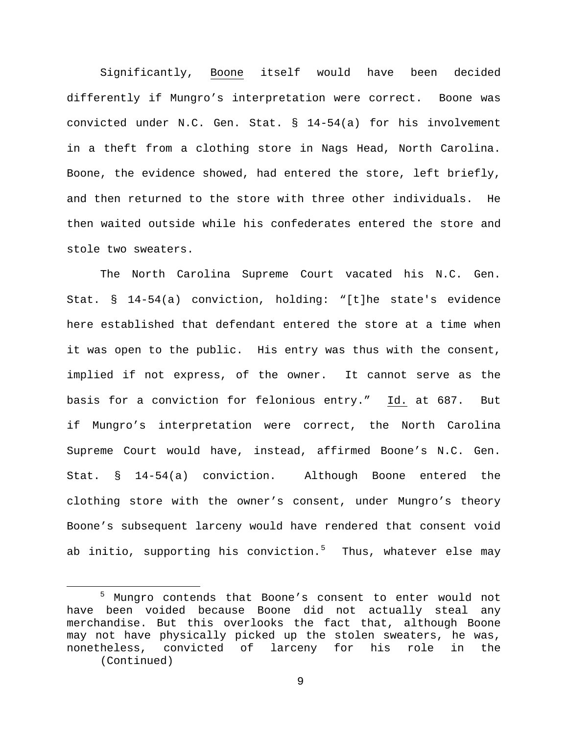Significantly, Boone itself would have been decided differently if Mungro's interpretation were correct. Boone was convicted under N.C. Gen. Stat. § 14-54(a) for his involvement in a theft from a clothing store in Nags Head, North Carolina. Boone, the evidence showed, had entered the store, left briefly, and then returned to the store with three other individuals. He then waited outside while his confederates entered the store and stole two sweaters.

The North Carolina Supreme Court vacated his N.C. Gen. Stat. § 14-54(a) conviction, holding: "[t]he state's evidence here established that defendant entered the store at a time when it was open to the public. His entry was thus with the consent, implied if not express, of the owner. It cannot serve as the basis for a conviction for felonious entry." Id. at 687. But if Mungro's interpretation were correct, the North Carolina Supreme Court would have, instead, affirmed Boone's N.C. Gen. Stat. § 14-54(a) conviction. Although Boone entered the clothing store with the owner's consent, under Mungro's theory Boone's subsequent larceny would have rendered that consent void ab initio, supporting his conviction.[5] Thus, whatever else may

[5] Mungro contends that Boone's consent to enter would not have been voided because Boone did not actually steal any merchandise. But this overlooks the fact that, although Boone may not have physically picked up the stolen sweaters, he was, nonetheless, convicted of larceny for his role in the (Continued)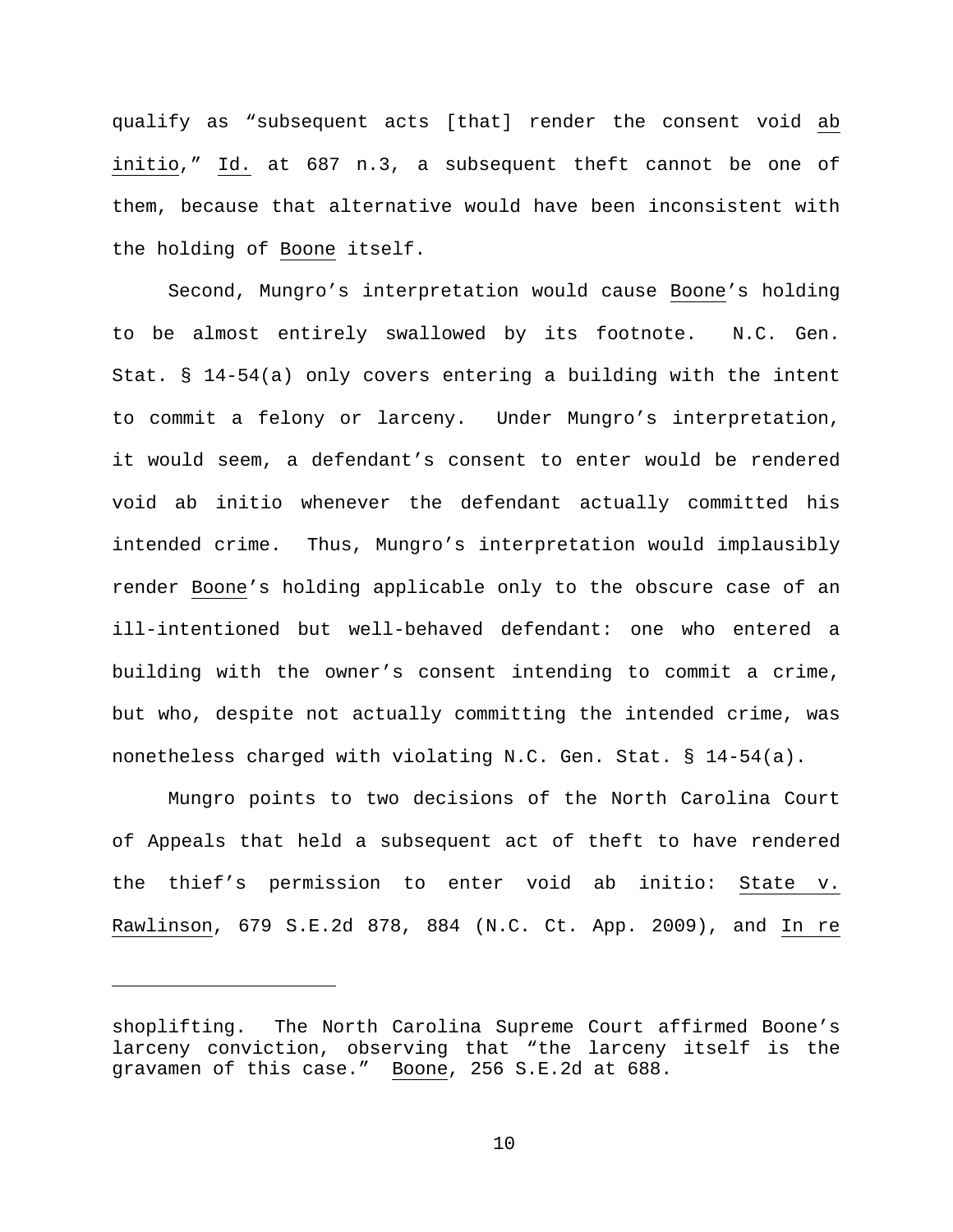qualify as "subsequent acts [that] render the consent void ab initio," Id. at 687 n.3, a subsequent theft cannot be one of them, because that alternative would have been inconsistent with the holding of Boone itself.

Second, Mungro's interpretation would cause Boone's holding to be almost entirely swallowed by its footnote. N.C. Gen. Stat. § 14-54(a) only covers entering a building with the intent to commit a felony or larceny. Under Mungro's interpretation, it would seem, a defendant's consent to enter would be rendered void ab initio whenever the defendant actually committed his intended crime. Thus, Mungro's interpretation would implausibly render Boone's holding applicable only to the obscure case of an ill-intentioned but well-behaved defendant: one who entered a building with the owner's consent intending to commit a crime, but who, despite not actually committing the intended crime, was nonetheless charged with violating N.C. Gen. Stat. § 14-54(a).

Mungro points to two decisions of the North Carolina Court of Appeals that held a subsequent act of theft to have rendered the thief's permission to enter void ab initio: State v. Rawlinson, 679 S.E.2d 878, 884 (N.C. Ct. App. 2009), and In re

---

shoplifting. The North Carolina Supreme Court affirmed Boone's larceny conviction, observing that "the larceny itself is the gravamen of this case." Boone, 256 S.E.2d at 688.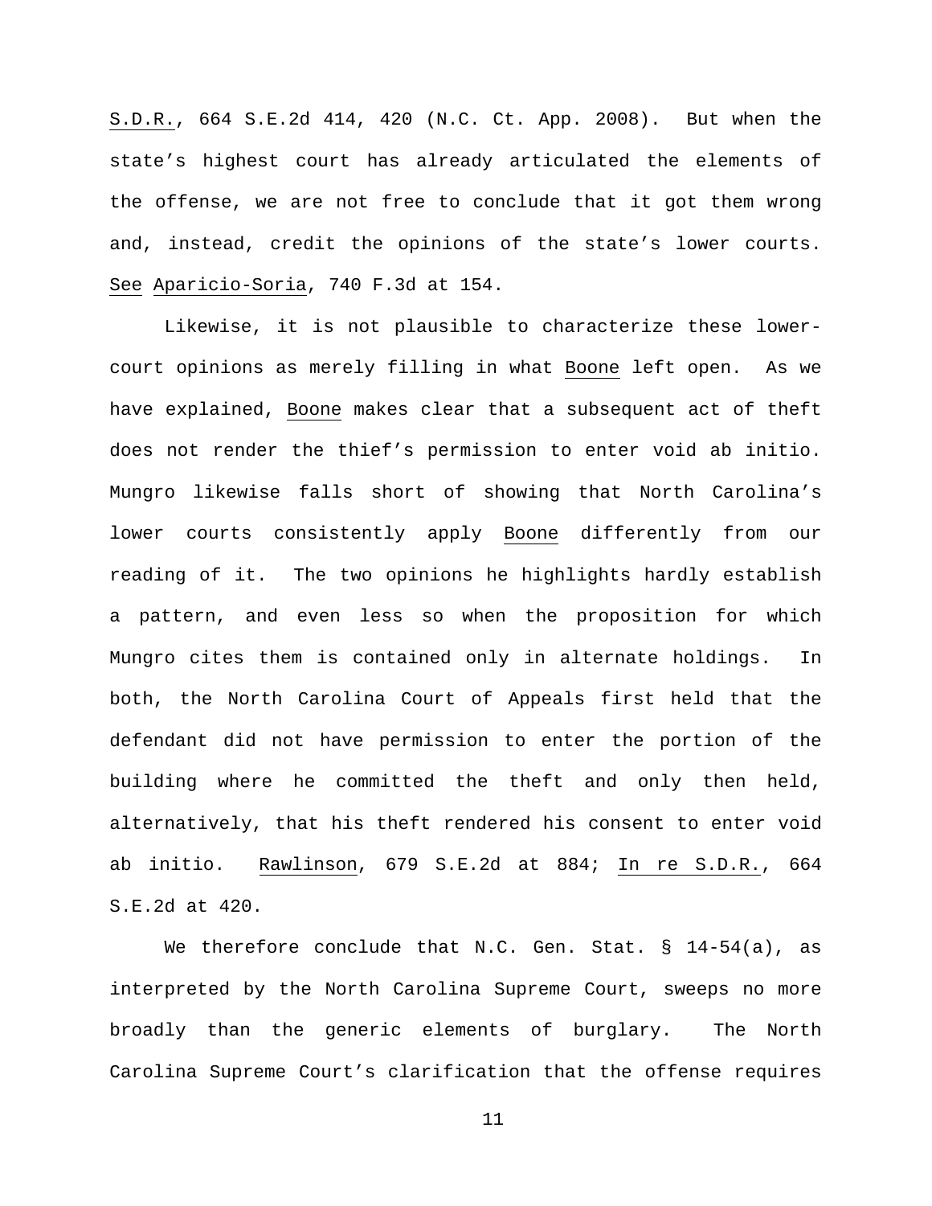S.D.R., 664 S.E.2d 414, 420 (N.C. Ct. App. 2008). But when the state's highest court has already articulated the elements of the offense, we are not free to conclude that it got them wrong and, instead, credit the opinions of the state's lower courts. See Aparicio-Soria, 740 F.3d at 154.

Likewise, it is not plausible to characterize these lower-court opinions as merely filling in what Boone left open. As we have explained, Boone makes clear that a subsequent act of theft does not render the thief's permission to enter void ab initio. Mungro likewise falls short of showing that North Carolina's lower courts consistently apply Boone differently from our reading of it. The two opinions he highlights hardly establish a pattern, and even less so when the proposition for which Mungro cites them is contained only in alternate holdings. In both, the North Carolina Court of Appeals first held that the defendant did not have permission to enter the portion of the building where he committed the theft and only then held, alternatively, that his theft rendered his consent to enter void ab initio. Rawlinson, 679 S.E.2d at 884; In re S.D.R., 664 S.E.2d at 420.

We therefore conclude that N.C. Gen. Stat. § 14-54(a), as interpreted by the North Carolina Supreme Court, sweeps no more broadly than the generic elements of burglary. The North Carolina Supreme Court's clarification that the offense requires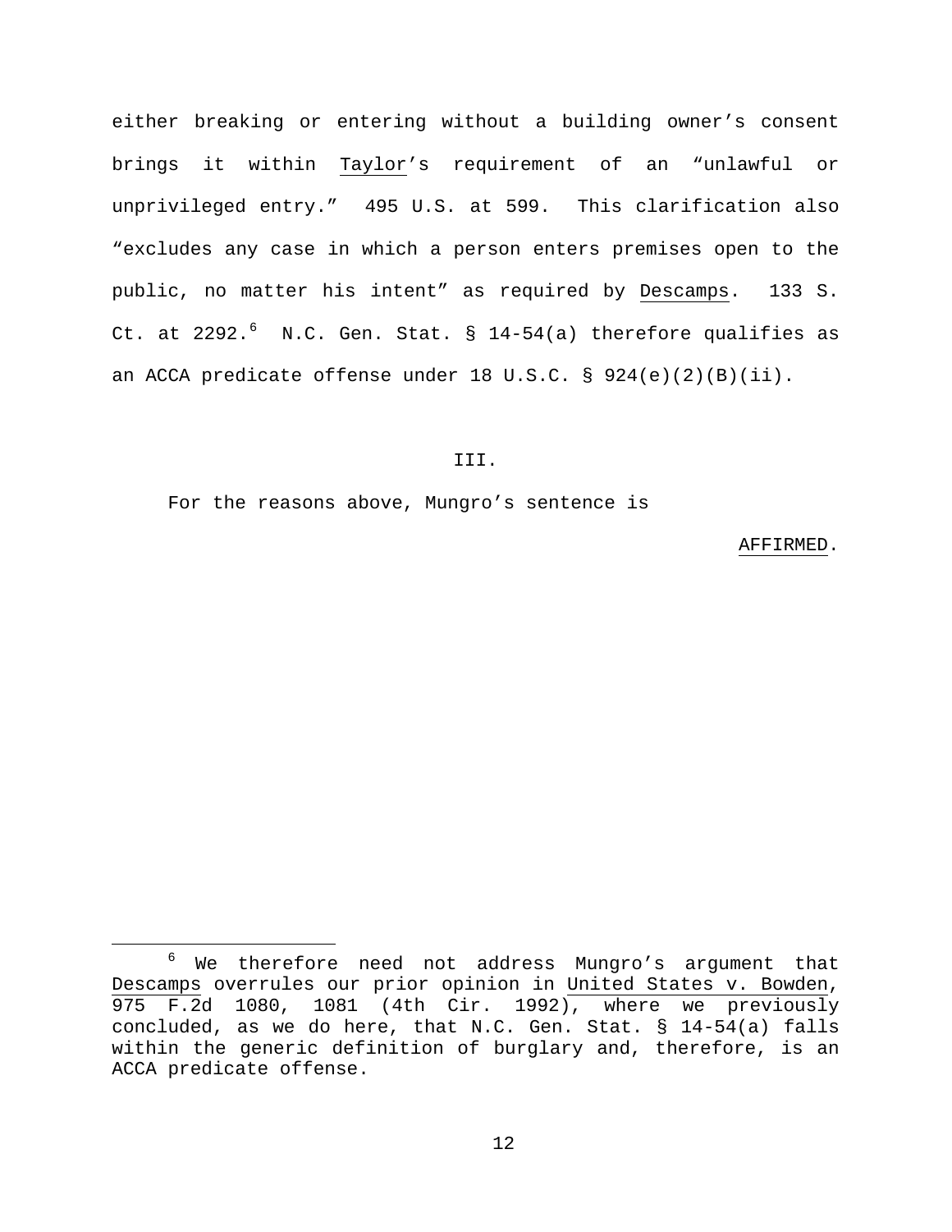either breaking or entering without a building owner's consent brings it within Taylor's requirement of an "unlawful or unprivileged entry." 495 U.S. at 599. This clarification also "excludes any case in which a person enters premises open to the public, no matter his intent" as required by Descamps. 133 S. Ct. at 2292.[6] N.C. Gen. Stat. § 14-54(a) therefore qualifies as an ACCA predicate offense under 18 U.S.C. § 924(e)(2)(B)(ii).

## III.

For the reasons above, Mungro's sentence is

AFFIRMED.

---

[6] We therefore need not address Mungro's argument that Descamps overrules our prior opinion in United States v. Bowden, 975 F.2d 1080, 1081 (4th Cir. 1992), where we previously concluded, as we do here, that N.C. Gen. Stat. § 14-54(a) falls within the generic definition of burglary and, therefore, is an ACCA predicate offense.